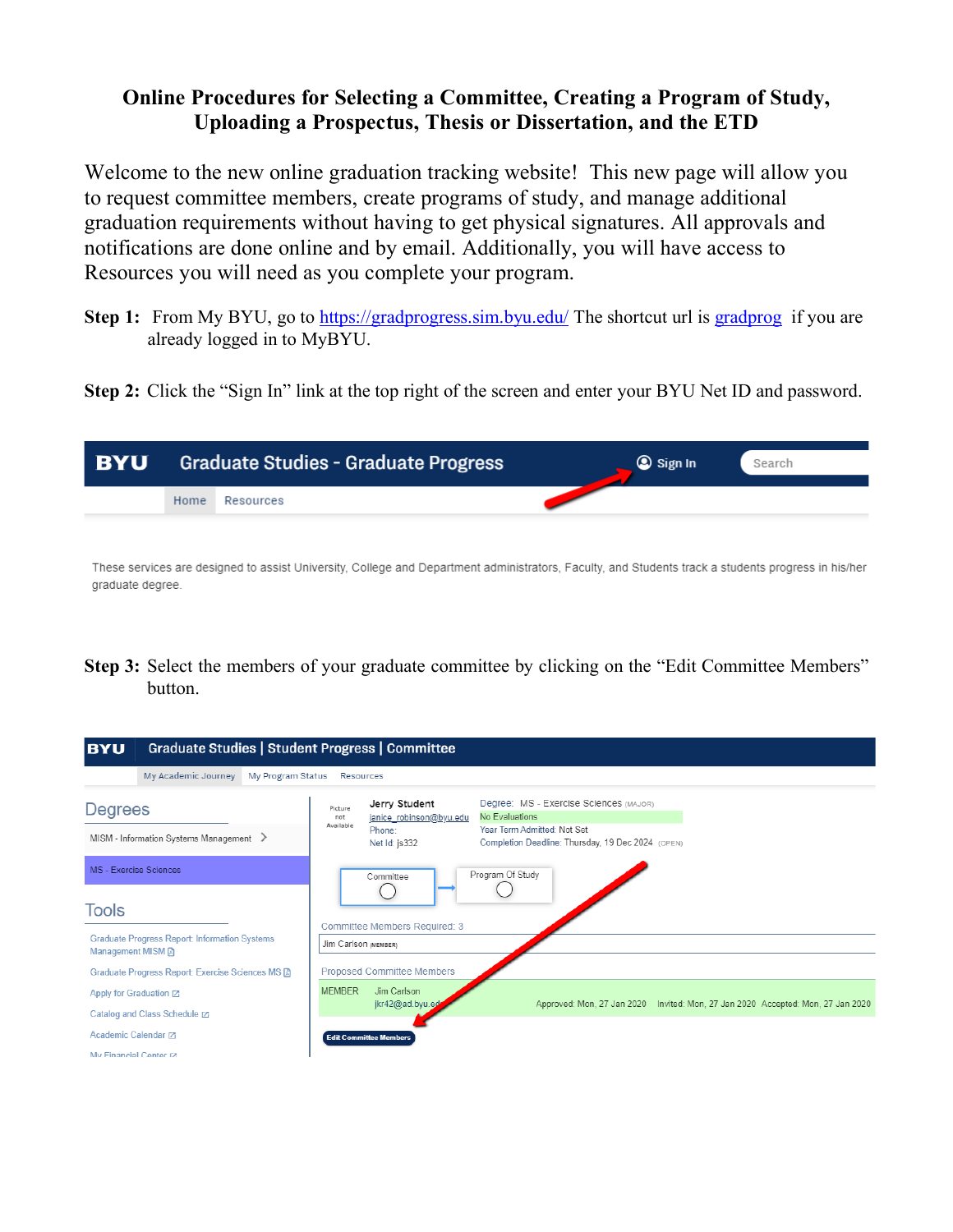# Online Procedures for Selecting a Committee, Creating a Program of Study, Uploading a Prospectus, Thesis or Dissertation, and the ETD

Welcome to the new online graduation tracking website! This new page will allow you to request committee members, create programs of study, and manage additional graduation requirements without having to get physical signatures. All approvals and notifications are done online and by email. Additionally, you will have access to Resources you will need as you complete your program.

**Step 1:** From My BYU, go to https://gradprogress.sim.byu.edu/ The shortcut url is gradprog if you are already logged in to MyBYU.

**Step 2:** Click the "Sign In" link at the top right of the screen and enter your BYU Net ID and password.

**Step 3:** Select the members of your graduate committee by clicking on the "Edit Committee Members" button.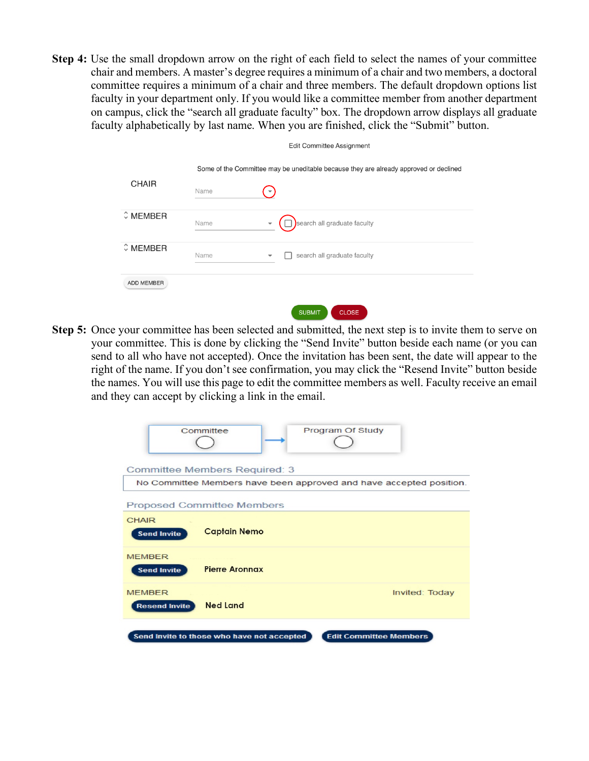**Step 4:** Use the small dropdown arrow on the right of each field to select the names of your committee chair and members. A master's degree requires a minimum of a chair and two members, a doctoral committee requires a minimum of a chair and three members. The default dropdown options list faculty in your department only. If you would like a committee member from another department on campus, click the "search all graduate faculty" box. The dropdown arrow displays all graduate faculty alphabetically by last name. When you are finished, click the "Submit" button.

Edit Committee Assignment

Some of the Committee may be uneditable because they are already approved or declined

| | | |
|---|---|---|
| CHAIR | Name | |
| MEMBER | Name | search all graduate faculty |
| MEMBER | Name | search all graduate faculty |

ADD MEMBER

SUBMIT CLOSE

**Step 5:** Once your committee has been selected and submitted, the next step is to invite them to serve on your committee. This is done by clicking the "Send Invite" button beside each name (or you can send to all who have not accepted). Once the invitation has been sent, the date will appear to the right of the name. If you don't see confirmation, you may click the "Resend Invite" button beside the names. You will use this page to edit the committee members as well. Faculty receive an email and they can accept by clicking a link in the email.

Committee → Program Of Study

Committee Members Required: 3

No Committee Members have been approved and have accepted position.

Proposed Committee Members

| | | |
|---|---|---|
| CHAIR<br>Send Invite | Captain Nemo | |
| MEMBER<br>Send Invite | Pierre Aronnax | |
| MEMBER<br>Resend Invite | Ned Land | Invited: Today |

Send Invite to those who have not accepted | Edit Committee Members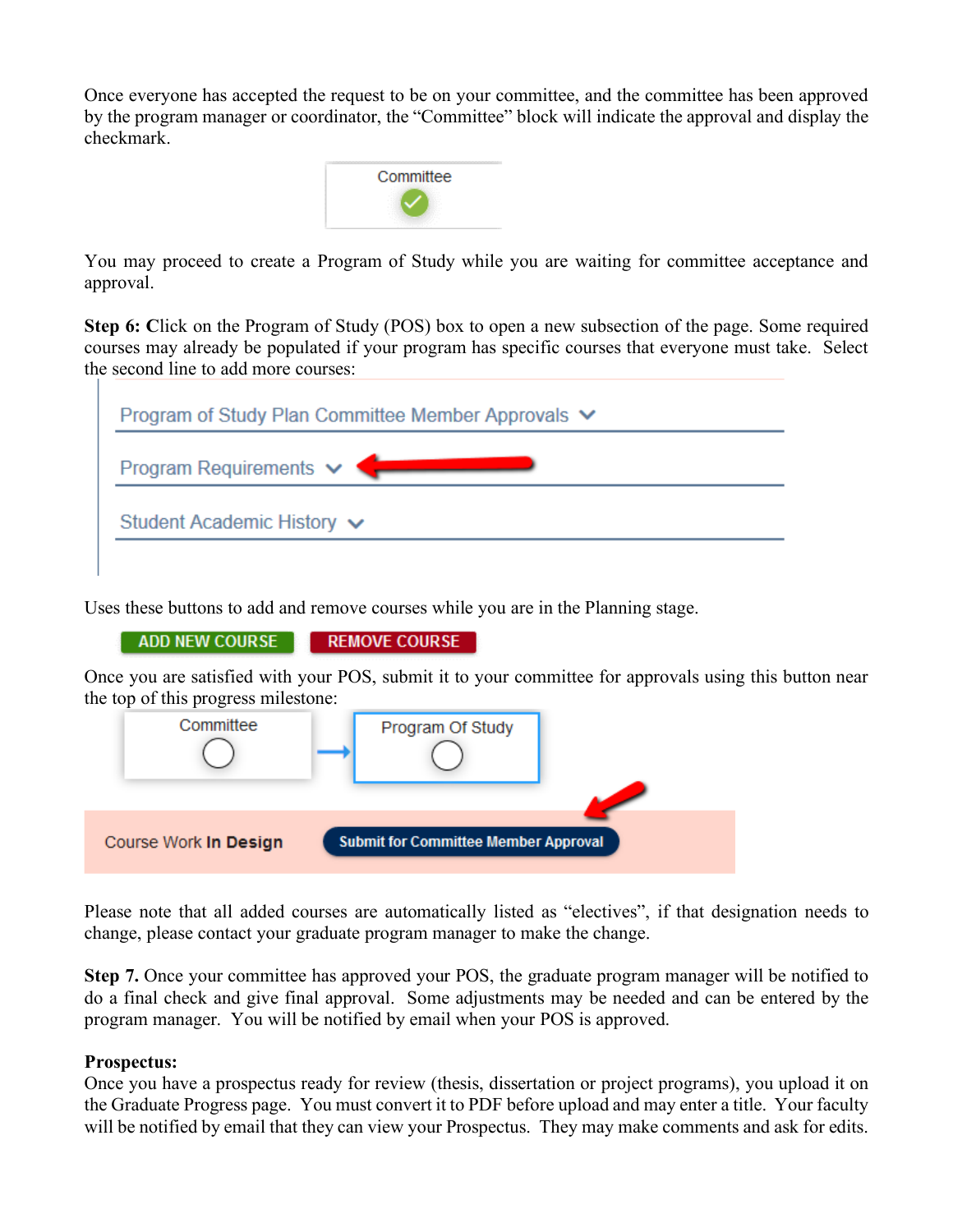Once everyone has accepted the request to be on your committee, and the committee has been approved by the program manager or coordinator, the "Committee" block will indicate the approval and display the checkmark.

Committee

You may proceed to create a Program of Study while you are waiting for committee acceptance and approval.

**Step 6: C**lick on the Program of Study (POS) box to open a new subsection of the page. Some required courses may already be populated if your program has specific courses that everyone must take. Select the second line to add more courses:

Program of Study Plan Committee Member Approvals

Program Requirements

Student Academic History

Uses these buttons to add and remove courses while you are in the Planning stage.

ADD NEW COURSE REMOVE COURSE

Once you are satisfied with your POS, submit it to your committee for approvals using this button near the top of this progress milestone:

Committee → Program Of Study

Course Work **In Design** Submit for Committee Member Approval

Please note that all added courses are automatically listed as "electives", if that designation needs to change, please contact your graduate program manager to make the change.

**Step 7.** Once your committee has approved your POS, the graduate program manager will be notified to do a final check and give final approval. Some adjustments may be needed and can be entered by the program manager. You will be notified by email when your POS is approved.

**Prospectus:**
Once you have a prospectus ready for review (thesis, dissertation or project programs), you upload it on the Graduate Progress page. You must convert it to PDF before upload and may enter a title. Your faculty will be notified by email that they can view your Prospectus. They may make comments and ask for edits.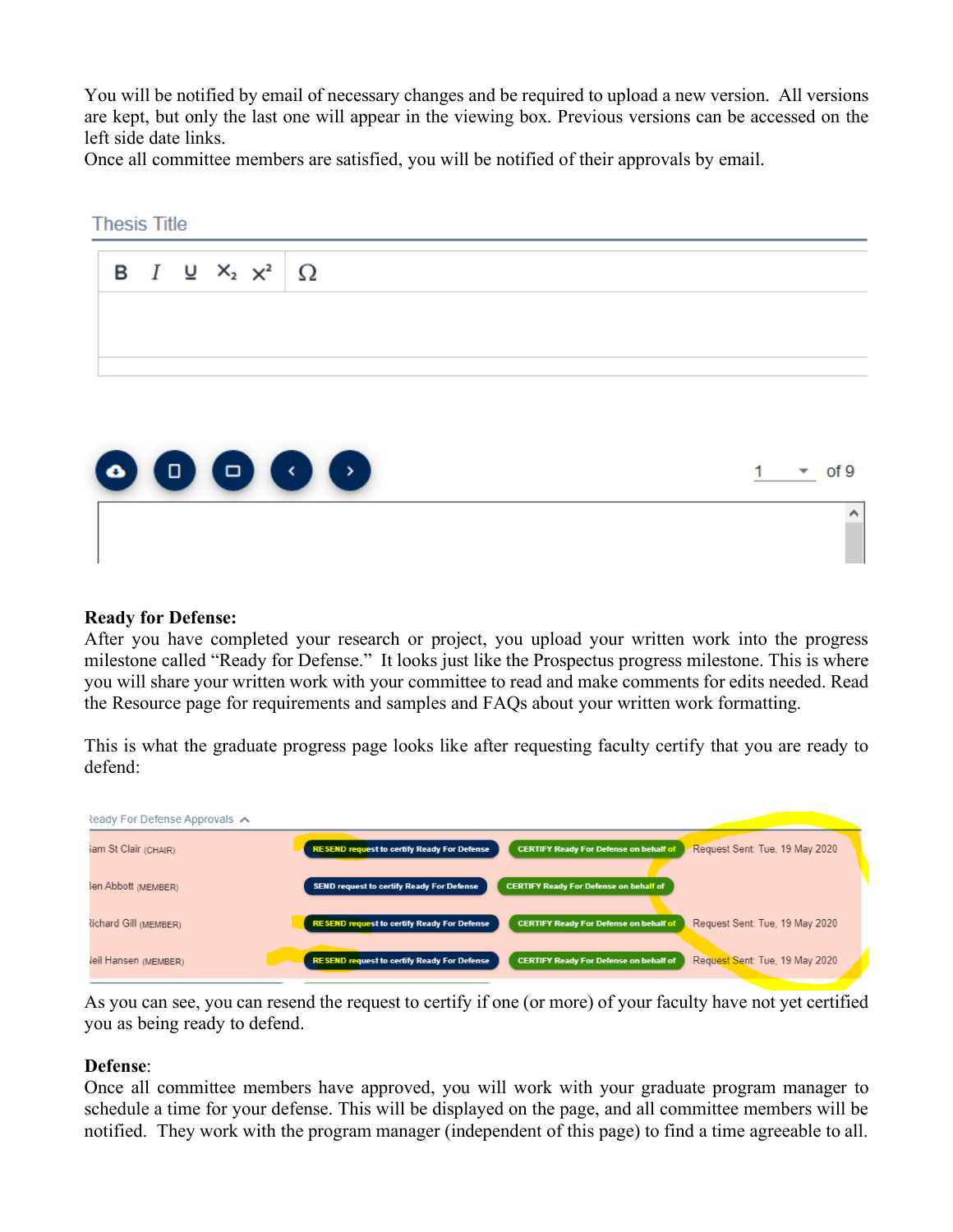You will be notified by email of necessary changes and be required to upload a new version. All versions are kept, but only the last one will appear in the viewing box. Previous versions can be accessed on the left side date links.
Once all committee members are satisfied, you will be notified of their approvals by email.

Thesis Title

B I U $X_2$ $X^2$ Ω

1 of 9

**Ready for Defense:**
After you have completed your research or project, you upload your written work into the progress milestone called "Ready for Defense." It looks just like the Prospectus progress milestone. This is where you will share your written work with your committee to read and make comments for edits needed. Read the Resource page for requirements and samples and FAQs about your written work formatting.

This is what the graduate progress page looks like after requesting faculty certify that you are ready to defend:

Ready For Defense Approvals

| | | | |
|---|---|---|---|
| Sam St Clair (CHAIR) | RESEND request to certify Ready For Defense | CERTIFY Ready For Defense on behalf of | Request Sent: Tue, 19 May 2020 |
| Ben Abbott (MEMBER) | SEND request to certify Ready For Defense | CERTIFY Ready For Defense on behalf of | |
| Richard Gill (MEMBER) | RESEND request to certify Ready For Defense | CERTIFY Ready For Defense on behalf of | Request Sent: Tue, 19 May 2020 |
| Neil Hansen (MEMBER) | RESEND request to certify Ready For Defense | CERTIFY Ready For Defense on behalf of | Request Sent: Tue, 19 May 2020 |

As you can see, you can resend the request to certify if one (or more) of your faculty have not yet certified you as being ready to defend.

**Defense**:
Once all committee members have approved, you will work with your graduate program manager to schedule a time for your defense. This will be displayed on the page, and all committee members will be notified. They work with the program manager (independent of this page) to find a time agreeable to all.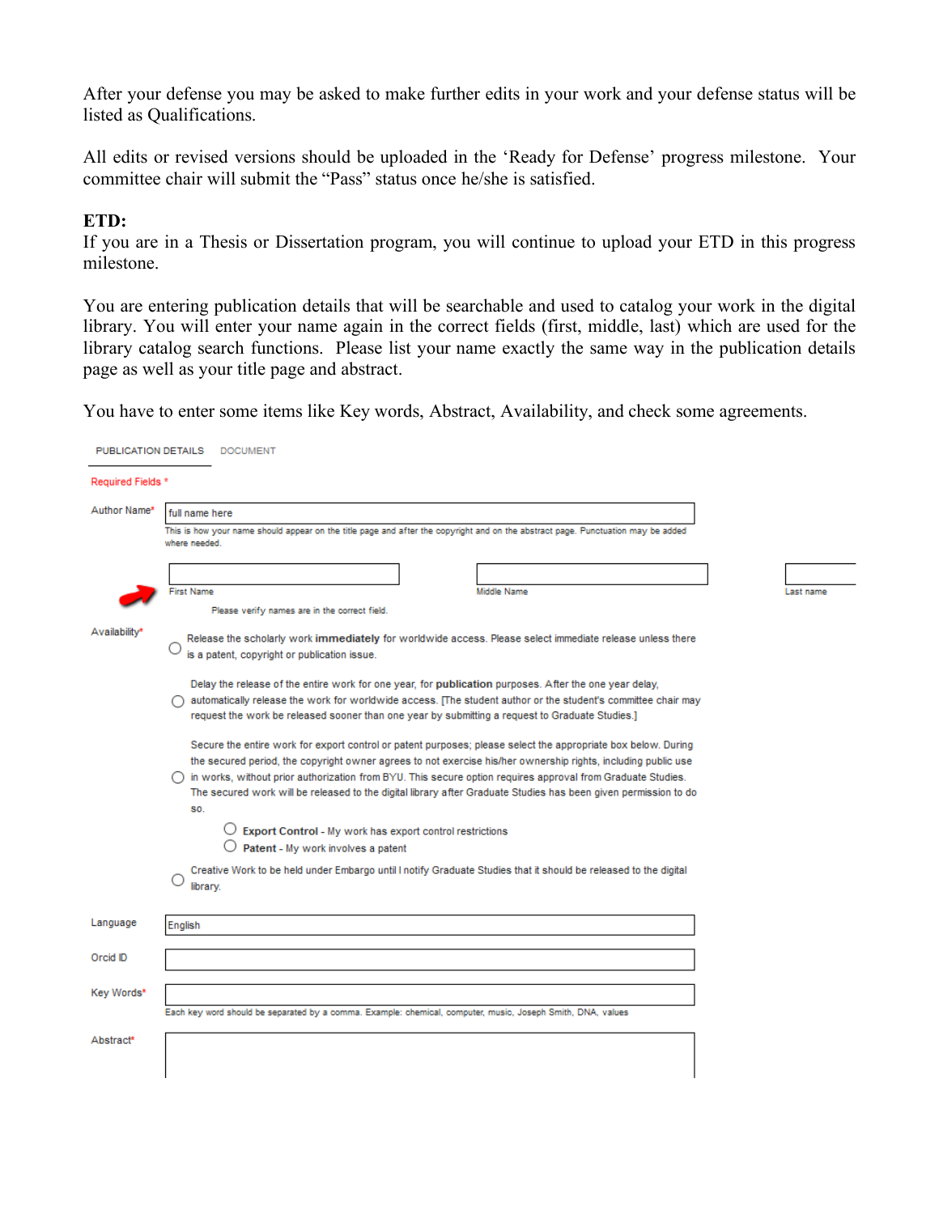After your defense you may be asked to make further edits in your work and your defense status will be listed as Qualifications.

All edits or revised versions should be uploaded in the 'Ready for Defense' progress milestone. Your committee chair will submit the "Pass" status once he/she is satisfied.

**ETD:**

If you are in a Thesis or Dissertation program, you will continue to upload your ETD in this progress milestone.

You are entering publication details that will be searchable and used to catalog your work in the digital library. You will enter your name again in the correct fields (first, middle, last) which are used for the library catalog search functions. Please list your name exactly the same way in the publication details page as well as your title page and abstract.

You have to enter some items like Key words, Abstract, Availability, and check some agreements.

PUBLICATION DETAILS DOCUMENT

Required Fields *

Author Name* full name here

This is how your name should appear on the title page and after the copyright and on the abstract page. Punctuation may be added where needed.

First Name Middle Name Last name

Please verify names are in the correct field.

Availability*

- Release the scholarly work **immediately** for worldwide access. Please select immediate release unless there is a patent, copyright or publication issue.
- Delay the release of the entire work for one year, for **publication** purposes. After the one year delay, automatically release the work for worldwide access. [The student author or the student's committee chair may request the work be released sooner than one year by submitting a request to Graduate Studies.]
- Secure the entire work for export control or patent purposes; please select the appropriate box below. During the secured period, the copyright owner agrees to not exercise his/her ownership rights, including public use in works, without prior authorization from BYU. This secure option requires approval from Graduate Studies. The secured work will be released to the digital library after Graduate Studies has been given permission to do so.
  - **Export Control** - My work has export control restrictions
  - **Patent** - My work involves a patent
- Creative Work to be held under Embargo until I notify Graduate Studies that it should be released to the digital library.

Language English

Orcid ID

Key Words*

Each key word should be separated by a comma. Example: chemical, computer, music, Joseph Smith, DNA, values

Abstract*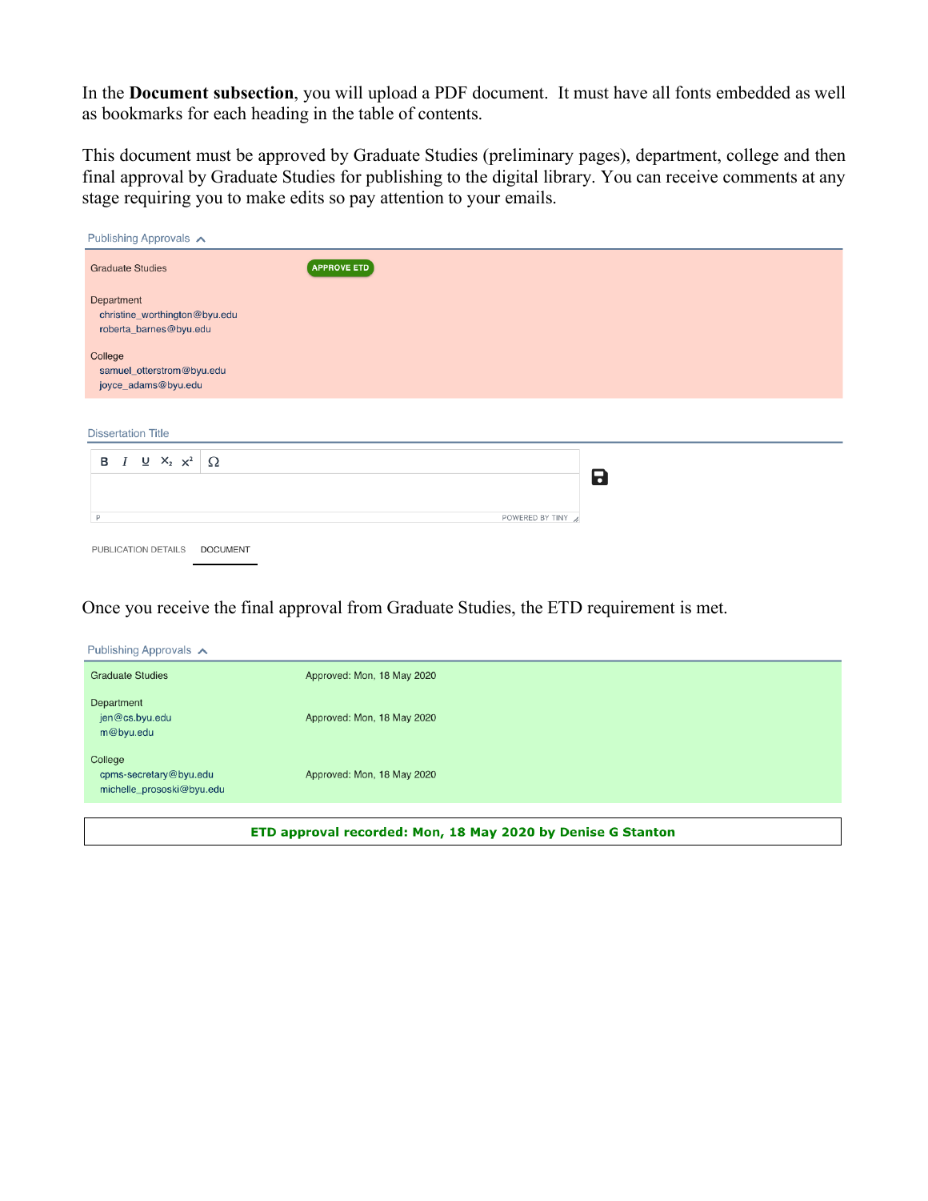In the **Document subsection**, you will upload a PDF document. It must have all fonts embedded as well as bookmarks for each heading in the table of contents.

This document must be approved by Graduate Studies (preliminary pages), department, college and then final approval by Graduate Studies for publishing to the digital library. You can receive comments at any stage requiring you to make edits so pay attention to your emails.

Publishing Approvals

| | |
|---|---|
| Graduate Studies | APPROVE ETD |
| Department<br>christine_worthington@byu.edu<br>roberta_barnes@byu.edu | |
| College<br>samuel_otterstrom@byu.edu<br>joyce_adams@byu.edu | |

Dissertation Title

B I U X₂ X² Ω

P POWERED BY TINY

PUBLICATION DETAILS DOCUMENT

Once you receive the final approval from Graduate Studies, the ETD requirement is met.

Publishing Approvals

| | |
|---|---|
| Graduate Studies | Approved: Mon, 18 May 2020 |
| Department<br>jen@cs.byu.edu<br>m@byu.edu | Approved: Mon, 18 May 2020 |
| College<br>cpms-secretary@byu.edu<br>michelle_prososki@byu.edu | Approved: Mon, 18 May 2020 |

**ETD approval recorded: Mon, 18 May 2020 by Denise G Stanton**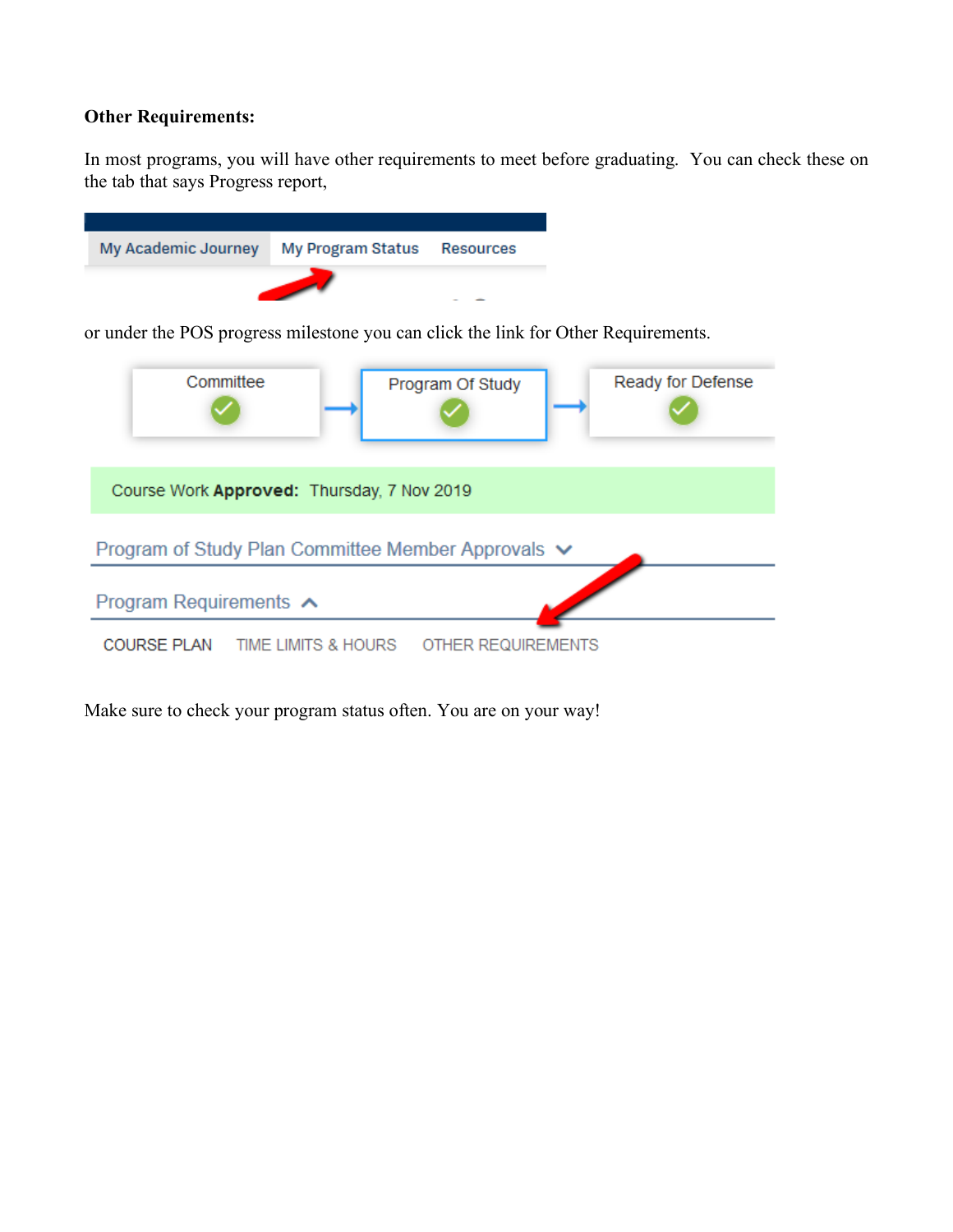**Other Requirements:**

In most programs, you will have other requirements to meet before graduating. You can check these on the tab that says Progress report,

My Academic Journey My Program Status Resources

or under the POS progress milestone you can click the link for Other Requirements.

Committee → Program Of Study → Ready for Defense

Course Work **Approved:** Thursday, 7 Nov 2019

Program of Study Plan Committee Member Approvals

Program Requirements

COURSE PLAN TIME LIMITS & HOURS OTHER REQUIREMENTS

Make sure to check your program status often. You are on your way!